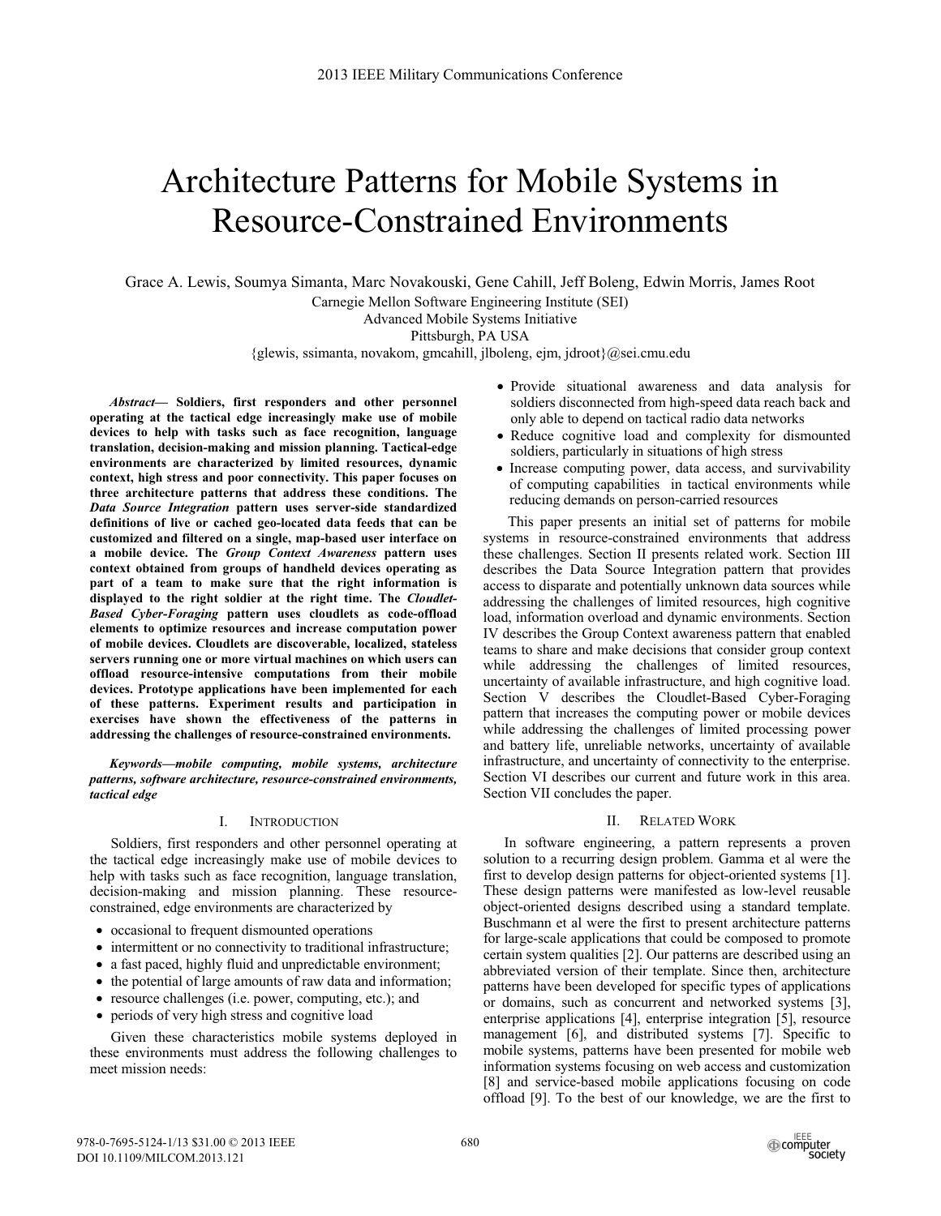# Architecture Patterns for Mobile Systems in Resource-Constrained Environments

Grace A. Lewis, Soumya Simanta, Marc Novakouski, Gene Cahill, Jeff Boleng, Edwin Morris, James Root

Carnegie Mellon Software Engineering Institute (SEI)
Advanced Mobile Systems Initiative
Pittsburgh, PA USA
{glewis, ssimanta, novakom, gmcahill, jlboleng, ejm, jdroot}@sei.cmu.edu

***Abstract*— Soldiers, first responders and other personnel operating at the tactical edge increasingly make use of mobile devices to help with tasks such as face recognition, language translation, decision-making and mission planning. Tactical-edge environments are characterized by limited resources, dynamic context, high stress and poor connectivity. This paper focuses on three architecture patterns that address these conditions. The *Data Source Integration* pattern uses server-side standardized definitions of live or cached geo-located data feeds that can be customized and filtered on a single, map-based user interface on a mobile device. The *Group Context Awareness* pattern uses context obtained from groups of handheld devices operating as part of a team to make sure that the right information is displayed to the right soldier at the right time. The *Cloudlet-Based Cyber-Foraging* pattern uses cloudlets as code-offload elements to optimize resources and increase computation power of mobile devices. Cloudlets are discoverable, localized, stateless servers running one or more virtual machines on which users can offload resource-intensive computations from their mobile devices. Prototype applications have been implemented for each of these patterns. Experiment results and participation in exercises have shown the effectiveness of the patterns in addressing the challenges of resource-constrained environments.**

***Keywords—mobile computing, mobile systems, architecture patterns, software architecture, resource-constrained environments, tactical edge***

## I. Introduction

Soldiers, first responders and other personnel operating at the tactical edge increasingly make use of mobile devices to help with tasks such as face recognition, language translation, decision-making and mission planning. These resource-constrained, edge environments are characterized by

- occasional to frequent dismounted operations
- intermittent or no connectivity to traditional infrastructure;
- a fast paced, highly fluid and unpredictable environment;
- the potential of large amounts of raw data and information;
- resource challenges (i.e. power, computing, etc.); and
- periods of very high stress and cognitive load

Given these characteristics mobile systems deployed in these environments must address the following challenges to meet mission needs:

- Provide situational awareness and data analysis for soldiers disconnected from high-speed data reach back and only able to depend on tactical radio data networks
- Reduce cognitive load and complexity for dismounted soldiers, particularly in situations of high stress
- Increase computing power, data access, and survivability of computing capabilities in tactical environments while reducing demands on person-carried resources

This paper presents an initial set of patterns for mobile systems in resource-constrained environments that address these challenges. Section II presents related work. Section III describes the Data Source Integration pattern that provides access to disparate and potentially unknown data sources while addressing the challenges of limited resources, high cognitive load, information overload and dynamic environments. Section IV describes the Group Context awareness pattern that enabled teams to share and make decisions that consider group context while addressing the challenges of limited resources, uncertainty of available infrastructure, and high cognitive load. Section V describes the Cloudlet-Based Cyber-Foraging pattern that increases the computing power or mobile devices while addressing the challenges of limited processing power and battery life, unreliable networks, uncertainty of available infrastructure, and uncertainty of connectivity to the enterprise. Section VI describes our current and future work in this area. Section VII concludes the paper.

## II. Related Work

In software engineering, a pattern represents a proven solution to a recurring design problem. Gamma et al were the first to develop design patterns for object-oriented systems [1]. These design patterns were manifested as low-level reusable object-oriented designs described using a standard template. Buschmann et al were the first to present architecture patterns for large-scale applications that could be composed to promote certain system qualities [2]. Our patterns are described using an abbreviated version of their template. Since then, architecture patterns have been developed for specific types of applications or domains, such as concurrent and networked systems [3], enterprise applications [4], enterprise integration [5], resource management [6], and distributed systems [7]. Specific to mobile systems, patterns have been presented for mobile web information systems focusing on web access and customization [8] and service-based mobile applications focusing on code offload [9]. To the best of our knowledge, we are the first to

978-0-7695-5124-1/13 $31.00 © 2013 IEEE
DOI 10.1109/MILCOM.2013.121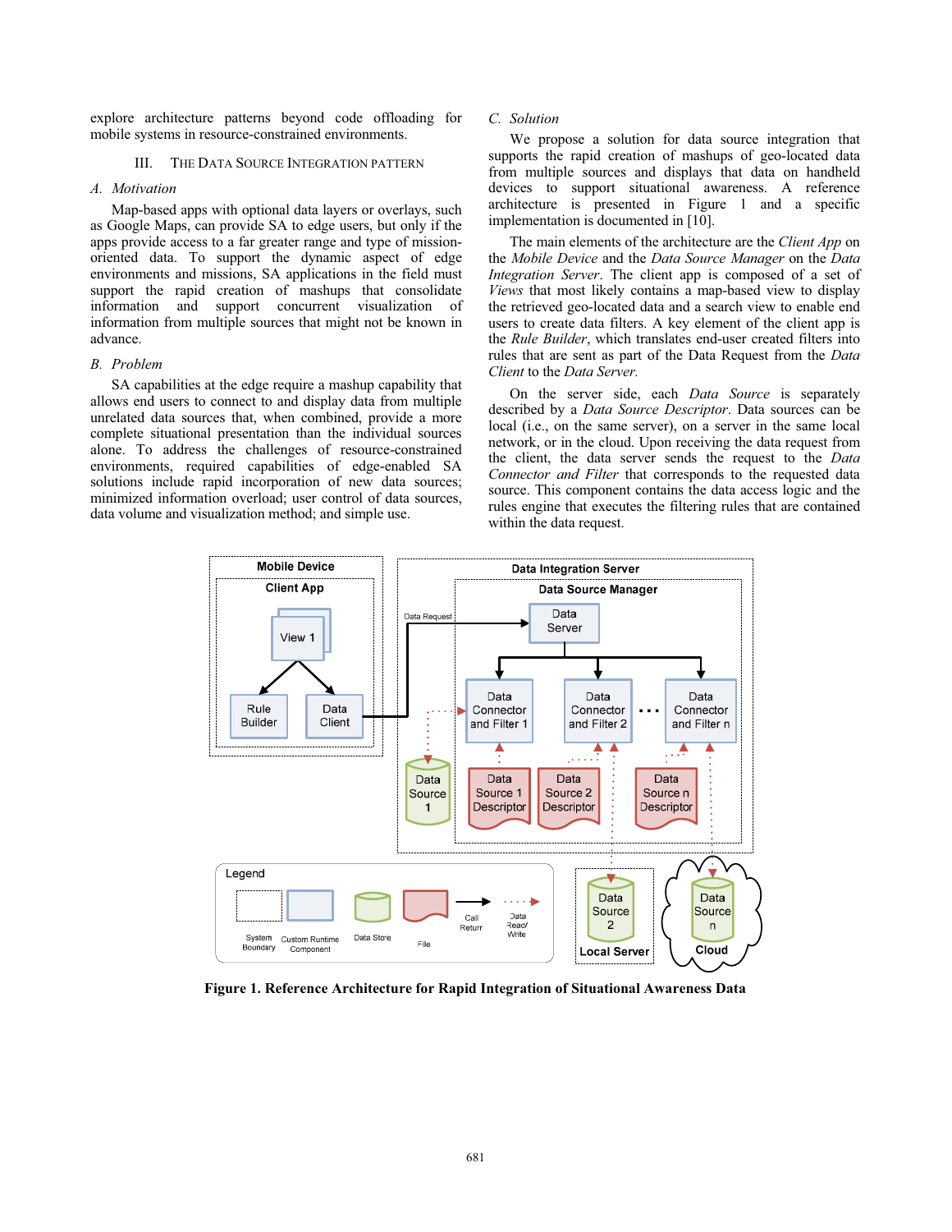explore architecture patterns beyond code offloading for mobile systems in resource-constrained environments.

## III. The Data Source Integration Pattern

### A. Motivation

Map-based apps with optional data layers or overlays, such as Google Maps, can provide SA to edge users, but only if the apps provide access to a far greater range and type of mission-oriented data. To support the dynamic aspect of edge environments and missions, SA applications in the field must support the rapid creation of mashups that consolidate information and support concurrent visualization of information from multiple sources that might not be known in advance.

### B. Problem

SA capabilities at the edge require a mashup capability that allows end users to connect to and display data from multiple unrelated data sources that, when combined, provide a more complete situational presentation than the individual sources alone. To address the challenges of resource-constrained environments, required capabilities of edge-enabled SA solutions include rapid incorporation of new data sources; minimized information overload; user control of data sources, data volume and visualization method; and simple use.

### C. Solution

We propose a solution for data source integration that supports the rapid creation of mashups of geo-located data from multiple sources and displays that data on handheld devices to support situational awareness. A reference architecture is presented in Figure 1 and a specific implementation is documented in [10].

The main elements of the architecture are the *Client App* on the *Mobile Device* and the *Data Source Manager* on the *Data Integration Server*. The client app is composed of a set of *Views* that most likely contains a map-based view to display the retrieved geo-located data and a search view to enable end users to create data filters. A key element of the client app is the *Rule Builder*, which translates end-user created filters into rules that are sent as part of the Data Request from the *Data Client* to the *Data Server.*

On the server side, each *Data Source* is separately described by a *Data Source Descriptor*. Data sources can be local (i.e., on the same server), on a server in the same local network, or in the cloud. Upon receiving the data request from the client, the data server sends the request to the *Data Connector and Filter* that corresponds to the requested data source. This component contains the data access logic and the rules engine that executes the filtering rules that are contained within the data request.

**Figure 1. Reference Architecture for Rapid Integration of Situational Awareness Data**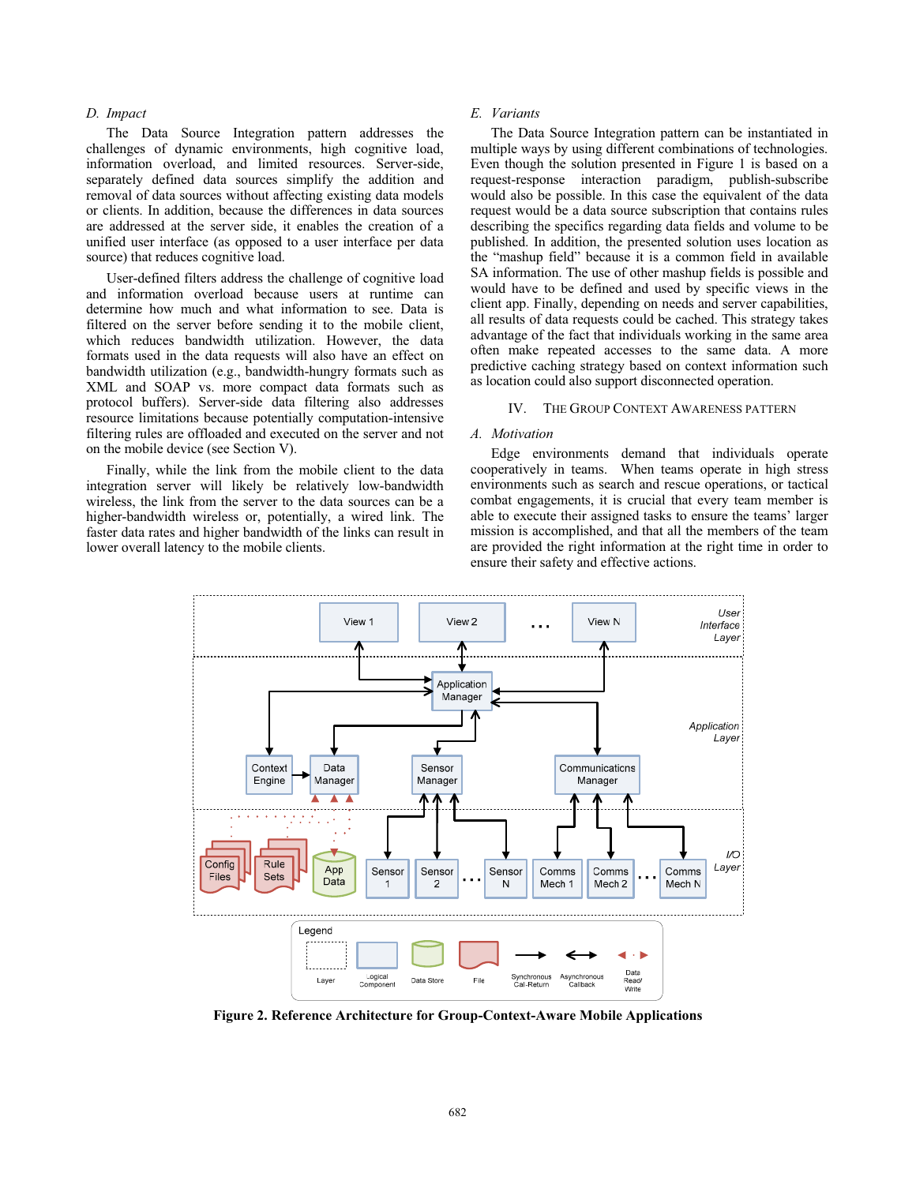### D. Impact

The Data Source Integration pattern addresses the challenges of dynamic environments, high cognitive load, information overload, and limited resources. Server-side, separately defined data sources simplify the addition and removal of data sources without affecting existing data models or clients. In addition, because the differences in data sources are addressed at the server side, it enables the creation of a unified user interface (as opposed to a user interface per data source) that reduces cognitive load.

User-defined filters address the challenge of cognitive load and information overload because users at runtime can determine how much and what information to see. Data is filtered on the server before sending it to the mobile client, which reduces bandwidth utilization. However, the data formats used in the data requests will also have an effect on bandwidth utilization (e.g., bandwidth-hungry formats such as XML and SOAP vs. more compact data formats such as protocol buffers). Server-side data filtering also addresses resource limitations because potentially computation-intensive filtering rules are offloaded and executed on the server and not on the mobile device (see Section V).

Finally, while the link from the mobile client to the data integration server will likely be relatively low-bandwidth wireless, the link from the server to the data sources can be a higher-bandwidth wireless or, potentially, a wired link. The faster data rates and higher bandwidth of the links can result in lower overall latency to the mobile clients.

### E. Variants

The Data Source Integration pattern can be instantiated in multiple ways by using different combinations of technologies. Even though the solution presented in Figure 1 is based on a request-response interaction paradigm, publish-subscribe would also be possible. In this case the equivalent of the data request would be a data source subscription that contains rules describing the specifics regarding data fields and volume to be published. In addition, the presented solution uses location as the "mashup field" because it is a common field in available SA information. The use of other mashup fields is possible and would have to be defined and used by specific views in the client app. Finally, depending on needs and server capabilities, all results of data requests could be cached. This strategy takes advantage of the fact that individuals working in the same area often make repeated accesses to the same data. A more predictive caching strategy based on context information such as location could also support disconnected operation.

## IV. The Group Context Awareness Pattern

### A. Motivation

Edge environments demand that individuals operate cooperatively in teams. When teams operate in high stress environments such as search and rescue operations, or tactical combat engagements, it is crucial that every team member is able to execute their assigned tasks to ensure the teams' larger mission is accomplished, and that all the members of the team are provided the right information at the right time in order to ensure their safety and effective actions.

**Figure 2. Reference Architecture for Group-Context-Aware Mobile Applications**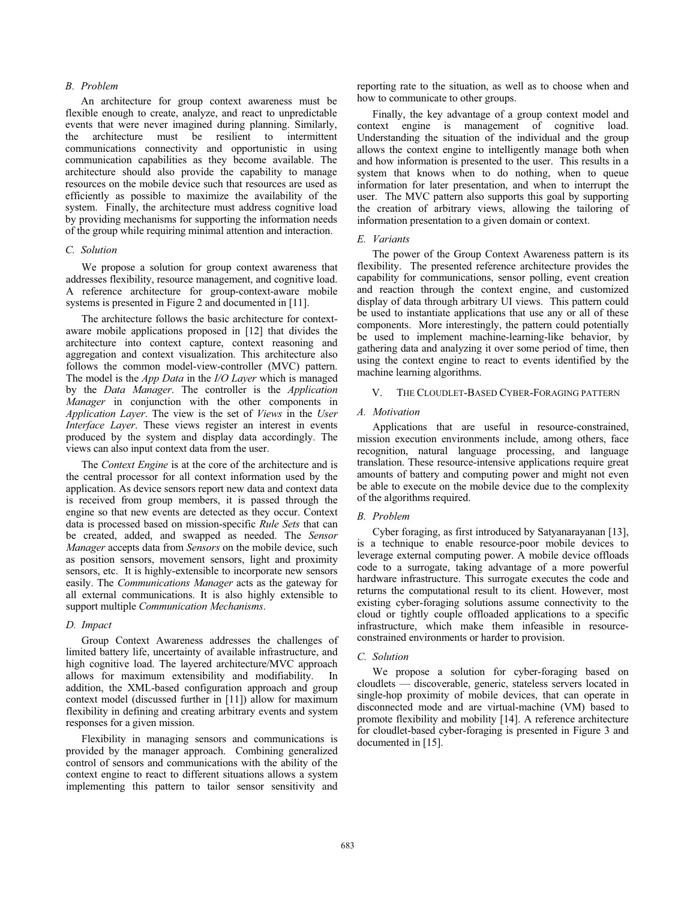### B. Problem

An architecture for group context awareness must be flexible enough to create, analyze, and react to unpredictable events that were never imagined during planning. Similarly, the architecture must be resilient to intermittent communications connectivity and opportunistic in using communication capabilities as they become available. The architecture should also provide the capability to manage resources on the mobile device such that resources are used as efficiently as possible to maximize the availability of the system. Finally, the architecture must address cognitive load by providing mechanisms for supporting the information needs of the group while requiring minimal attention and interaction.

### C. Solution

We propose a solution for group context awareness that addresses flexibility, resource management, and cognitive load. A reference architecture for group-context-aware mobile systems is presented in Figure 2 and documented in [11].

The architecture follows the basic architecture for context-aware mobile applications proposed in [12] that divides the architecture into context capture, context reasoning and aggregation and context visualization. This architecture also follows the common model-view-controller (MVC) pattern. The model is the *App Data* in the *I/O Layer* which is managed by the *Data Manager*. The controller is the *Application Manager* in conjunction with the other components in *Application Layer*. The view is the set of *Views* in the *User Interface Layer*. These views register an interest in events produced by the system and display data accordingly. The views can also input context data from the user.

The *Context Engine* is at the core of the architecture and is the central processor for all context information used by the application. As device sensors report new data and context data is received from group members, it is passed through the engine so that new events are detected as they occur. Context data is processed based on mission-specific *Rule Sets* that can be created, added, and swapped as needed. The *Sensor Manager* accepts data from *Sensors* on the mobile device, such as position sensors, movement sensors, light and proximity sensors, etc. It is highly-extensible to incorporate new sensors easily. The *Communications Manager* acts as the gateway for all external communications. It is also highly extensible to support multiple *Communication Mechanisms*.

### D. Impact

Group Context Awareness addresses the challenges of limited battery life, uncertainty of available infrastructure, and high cognitive load. The layered architecture/MVC approach allows for maximum extensibility and modifiability. In addition, the XML-based configuration approach and group context model (discussed further in [11]) allow for maximum flexibility in defining and creating arbitrary events and system responses for a given mission.

Flexibility in managing sensors and communications is provided by the manager approach. Combining generalized control of sensors and communications with the ability of the context engine to react to different situations allows a system implementing this pattern to tailor sensor sensitivity and reporting rate to the situation, as well as to choose when and how to communicate to other groups.

Finally, the key advantage of a group context model and context engine is management of cognitive load. Understanding the situation of the individual and the group allows the context engine to intelligently manage both when and how information is presented to the user. This results in a system that knows when to do nothing, when to queue information for later presentation, and when to interrupt the user. The MVC pattern also supports this goal by supporting the creation of arbitrary views, allowing the tailoring of information presentation to a given domain or context.

### E. Variants

The power of the Group Context Awareness pattern is its flexibility. The presented reference architecture provides the capability for communications, sensor polling, event creation and reaction through the context engine, and customized display of data through arbitrary UI views. This pattern could be used to instantiate applications that use any or all of these components. More interestingly, the pattern could potentially be used to implement machine-learning-like behavior, by gathering data and analyzing it over some period of time, then using the context engine to react to events identified by the machine learning algorithms.

## V. The Cloudlet-Based Cyber-Foraging Pattern

### A. Motivation

Applications that are useful in resource-constrained, mission execution environments include, among others, face recognition, natural language processing, and language translation. These resource-intensive applications require great amounts of battery and computing power and might not even be able to execute on the mobile device due to the complexity of the algorithms required.

### B. Problem

Cyber foraging, as first introduced by Satyanarayanan [13], is a technique to enable resource-poor mobile devices to leverage external computing power. A mobile device offloads code to a surrogate, taking advantage of a more powerful hardware infrastructure. This surrogate executes the code and returns the computational result to its client. However, most existing cyber-foraging solutions assume connectivity to the cloud or tightly couple offloaded applications to a specific infrastructure, which make them infeasible in resource-constrained environments or harder to provision.

### C. Solution

We propose a solution for cyber-foraging based on cloudlets — discoverable, generic, stateless servers located in single-hop proximity of mobile devices, that can operate in disconnected mode and are virtual-machine (VM) based to promote flexibility and mobility [14]. A reference architecture for cloudlet-based cyber-foraging is presented in Figure 3 and documented in [15].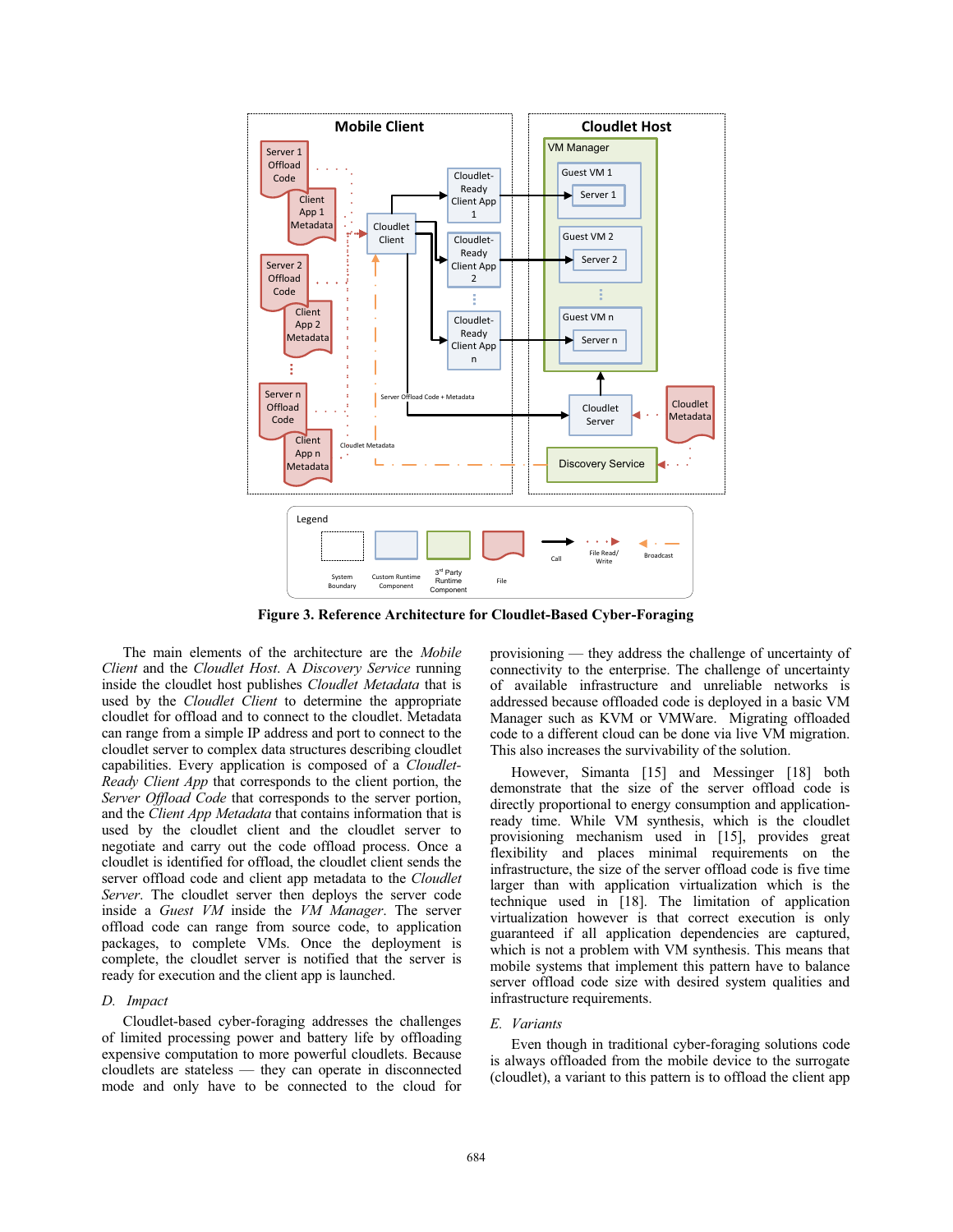**Figure 3. Reference Architecture for Cloudlet-Based Cyber-Foraging**

The main elements of the architecture are the *Mobile Client* and the *Cloudlet Host*. A *Discovery Service* running inside the cloudlet host publishes *Cloudlet Metadata* that is used by the *Cloudlet Client* to determine the appropriate cloudlet for offload and to connect to the cloudlet. Metadata can range from a simple IP address and port to connect to the cloudlet server to complex data structures describing cloudlet capabilities. Every application is composed of a *Cloudlet-Ready Client App* that corresponds to the client portion, the *Server Offload Code* that corresponds to the server portion, and the *Client App Metadata* that contains information that is used by the cloudlet client and the cloudlet server to negotiate and carry out the code offload process. Once a cloudlet is identified for offload, the cloudlet client sends the server offload code and client app metadata to the *Cloudlet Server*. The cloudlet server then deploys the server code inside a *Guest VM* inside the *VM Manager*. The server offload code can range from source code, to application packages, to complete VMs. Once the deployment is complete, the cloudlet server is notified that the server is ready for execution and the client app is launched.

### *D. Impact*

Cloudlet-based cyber-foraging addresses the challenges of limited processing power and battery life by offloading expensive computation to more powerful cloudlets. Because cloudlets are stateless — they can operate in disconnected mode and only have to be connected to the cloud for provisioning — they address the challenge of uncertainty of connectivity to the enterprise. The challenge of uncertainty of available infrastructure and unreliable networks is addressed because offloaded code is deployed in a basic VM Manager such as KVM or VMWare. Migrating offloaded code to a different cloud can be done via live VM migration. This also increases the survivability of the solution.

However, Simanta [15] and Messinger [18] both demonstrate that the size of the server offload code is directly proportional to energy consumption and application-ready time. While VM synthesis, which is the cloudlet provisioning mechanism used in [15], provides great flexibility and places minimal requirements on the infrastructure, the size of the server offload code is five time larger than with application virtualization which is the technique used in [18]. The limitation of application virtualization however is that correct execution is only guaranteed if all application dependencies are captured, which is not a problem with VM synthesis. This means that mobile systems that implement this pattern have to balance server offload code size with desired system qualities and infrastructure requirements.

### *E. Variants*

Even though in traditional cyber-foraging solutions code is always offloaded from the mobile device to the surrogate (cloudlet), a variant to this pattern is to offload the client app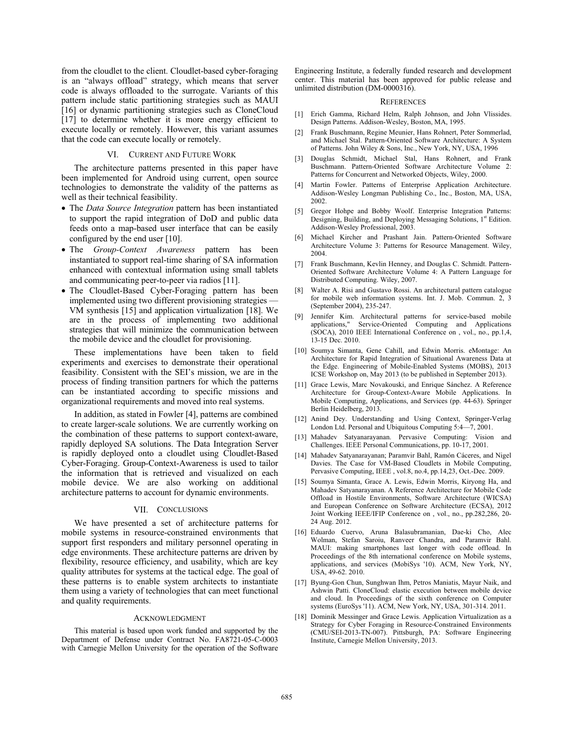from the cloudlet to the client. Cloudlet-based cyber-foraging is an "always offload" strategy, which means that server code is always offloaded to the surrogate. Variants of this pattern include static partitioning strategies such as MAUI [16] or dynamic partitioning strategies such as CloneCloud [17] to determine whether it is more energy efficient to execute locally or remotely. However, this variant assumes that the code can execute locally or remotely.

## VI. CURRENT AND FUTURE WORK

The architecture patterns presented in this paper have been implemented for Android using current, open source technologies to demonstrate the validity of the patterns as well as their technical feasibility.

- The *Data Source Integration* pattern has been instantiated to support the rapid integration of DoD and public data feeds onto a map-based user interface that can be easily configured by the end user [10].
- The *Group-Context Awareness* pattern has been instantiated to support real-time sharing of SA information enhanced with contextual information using small tablets and communicating peer-to-peer via radios [11].
- The Cloudlet-Based Cyber-Foraging pattern has been implemented using two different provisioning strategies — VM synthesis [15] and application virtualization [18]. We are in the process of implementing two additional strategies that will minimize the communication between the mobile device and the cloudlet for provisioning.

These implementations have been taken to field experiments and exercises to demonstrate their operational feasibility. Consistent with the SEI's mission, we are in the process of finding transition partners for which the patterns can be instantiated according to specific missions and organizational requirements and moved into real systems.

In addition, as stated in Fowler [4], patterns are combined to create larger-scale solutions. We are currently working on the combination of these patterns to support context-aware, rapidly deployed SA solutions. The Data Integration Server is rapidly deployed onto a cloudlet using Cloudlet-Based Cyber-Foraging. Group-Context-Awareness is used to tailor the information that is retrieved and visualized on each mobile device. We are also working on additional architecture patterns to account for dynamic environments.

## VII. CONCLUSIONS

We have presented a set of architecture patterns for mobile systems in resource-constrained environments that support first responders and military personnel operating in edge environments. These architecture patterns are driven by flexibility, resource efficiency, and usability, which are key quality attributes for systems at the tactical edge. The goal of these patterns is to enable system architects to instantiate them using a variety of technologies that can meet functional and quality requirements.

## ACKNOWLEDGMENT

This material is based upon work funded and supported by the Department of Defense under Contract No. FA8721-05-C-0003 with Carnegie Mellon University for the operation of the Software Engineering Institute, a federally funded research and development center. This material has been approved for public release and unlimited distribution (DM-0000316).

## REFERENCES

[1] Erich Gamma, Richard Helm, Ralph Johnson, and John Vlissides. Design Patterns. Addison-Wesley, Boston, MA, 1995.

[2] Frank Buschmann, Regine Meunier, Hans Rohnert, Peter Sommerlad, and Michael Stal. Pattern-Oriented Software Architecture: A System of Patterns. John Wiley & Sons, Inc., New York, NY, USA, 1996

[3] Douglas Schmidt, Michael Stal, Hans Rohnert, and Frank Buschmann. Pattern-Oriented Software Architecture Volume 2: Patterns for Concurrent and Networked Objects, Wiley, 2000.

[4] Martin Fowler. Patterns of Enterprise Application Architecture. Addison-Wesley Longman Publishing Co., Inc., Boston, MA, USA, 2002.

[5] Gregor Hohpe and Bobby Woolf. Enterprise Integration Patterns: Designing, Building, and Deploying Messaging Solutions, 1st Edition. Addison-Wesley Professional, 2003.

[6] Michael Kircher and Prashant Jain. Pattern-Oriented Software Architecture Volume 3: Patterns for Resource Management. Wiley, 2004.

[7] Frank Buschmann, Kevlin Henney, and Douglas C. Schmidt. Pattern-Oriented Software Architecture Volume 4: A Pattern Language for Distributed Computing. Wiley, 2007.

[8] Walter A. Risi and Gustavo Rossi. An architectural pattern catalogue for mobile web information systems. Int. J. Mob. Commun. 2, 3 (September 2004), 235-247.

[9] Jennifer Kim. Architectural patterns for service-based mobile applications," Service-Oriented Computing and Applications (SOCA), 2010 IEEE International Conference on , vol., no., pp.1,4, 13-15 Dec. 2010.

[10] Soumya Simanta, Gene Cahill, and Edwin Morris. eMontage: An Architecture for Rapid Integration of Situational Awareness Data at the Edge. Engineering of Mobile-Enabled Systems (MOBS), 2013 ICSE Workshop on, May 2013 (to be published in September 2013).

[11] Grace Lewis, Marc Novakouski, and Enrique Sánchez. A Reference Architecture for Group-Context-Aware Mobile Applications. In Mobile Computing, Applications, and Services (pp. 44-63). Springer Berlin Heidelberg, 2013.

[12] Anind Dey. Understanding and Using Context, Springer-Verlag London Ltd. Personal and Ubiquitous Computing 5:4—7, 2001.

[13] Mahadev Satyanarayanan. Pervasive Computing: Vision and Challenges. IEEE Personal Communications, pp. 10-17, 2001.

[14] Mahadev Satyanarayanan; Paramvir Bahl, Ramón Cáceres, and Nigel Davies. The Case for VM-Based Cloudlets in Mobile Computing, Pervasive Computing, IEEE , vol.8, no.4, pp.14,23, Oct.-Dec. 2009.

[15] Soumya Simanta, Grace A. Lewis, Edwin Morris, Kiryong Ha, and Mahadev Satyanarayanan. A Reference Architecture for Mobile Code Offload in Hostile Environments, Software Architecture (WICSA) and European Conference on Software Architecture (ECSA), 2012 Joint Working IEEE/IFIP Conference on , vol., no., pp.282,286, 20-24 Aug. 2012.

[16] Eduardo Cuervo, Aruna Balasubramanian, Dae-ki Cho, Alec Wolman, Stefan Saroiu, Ranveer Chandra, and Paramvir Bahl. MAUI: making smartphones last longer with code offload. In Proceedings of the 8th international conference on Mobile systems, applications, and services (MobiSys '10). ACM, New York, NY, USA, 49-62. 2010.

[17] Byung-Gon Chun, Sunghwan Ihm, Petros Maniatis, Mayur Naik, and Ashwin Patti. CloneCloud: elastic execution between mobile device and cloud. In Proceedings of the sixth conference on Computer systems (EuroSys '11). ACM, New York, NY, USA, 301-314. 2011.

[18] Dominik Messinger and Grace Lewis. Application Virtualization as a Strategy for Cyber Foraging in Resource-Constrained Environments (CMU/SEI-2013-TN-007). Pittsburgh, PA: Software Engineering Institute, Carnegie Mellon University, 2013.